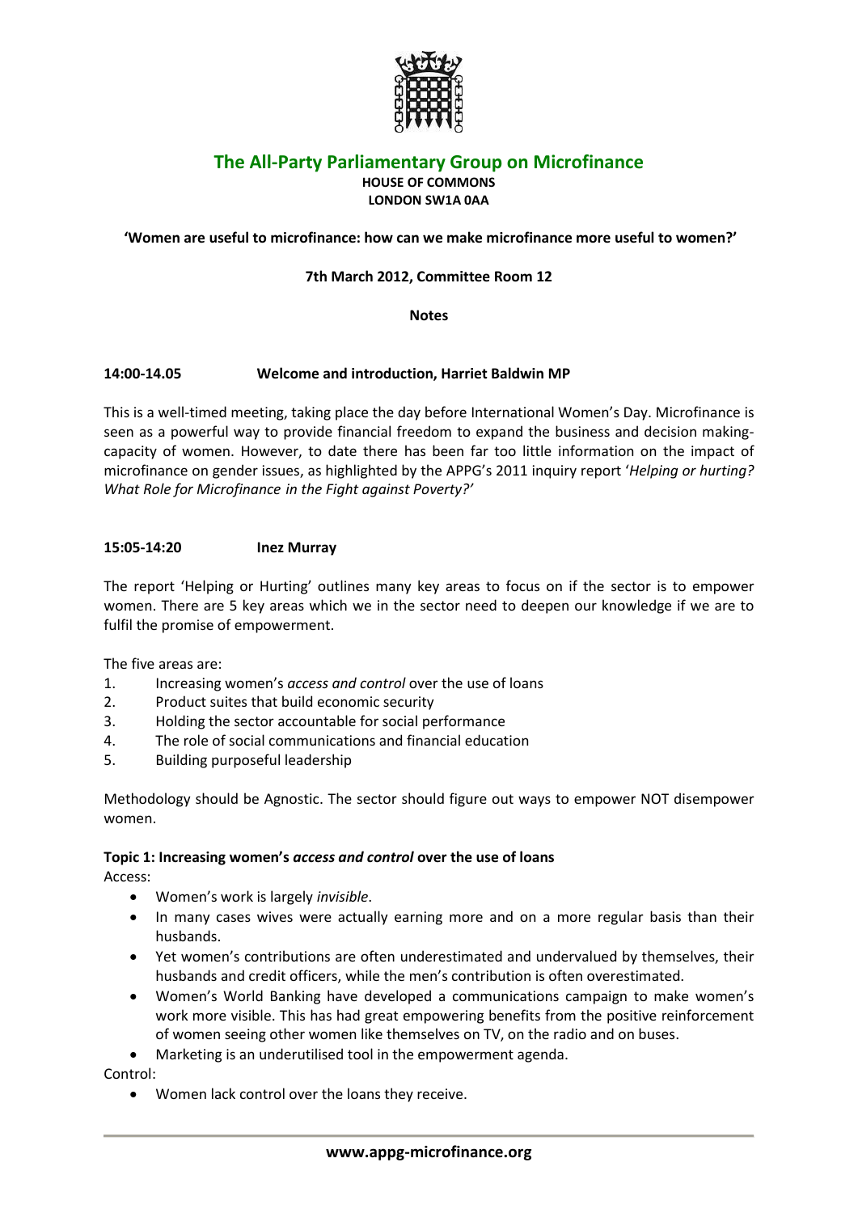# The All-Party Parliamentary Group on Microfinance

**HOUSE OF COMMONS**
**LONDON SW1A 0AA**

**'Women are useful to microfinance: how can we make microfinance more useful to women?'**

**7th March 2012, Committee Room 12**

**Notes**

### 14:00-14.05 Welcome and introduction, Harriet Baldwin MP

This is a well-timed meeting, taking place the day before International Women's Day. Microfinance is seen as a powerful way to provide financial freedom to expand the business and decision making-capacity of women. However, to date there has been far too little information on the impact of microfinance on gender issues, as highlighted by the APPG's 2011 inquiry report '*Helping or hurting? What Role for Microfinance in the Fight against Poverty?*'

### 15:05-14:20 Inez Murray

The report 'Helping or Hurting' outlines many key areas to focus on if the sector is to empower women. There are 5 key areas which we in the sector need to deepen our knowledge if we are to fulfil the promise of empowerment.

The five areas are:

1. Increasing women's *access and control* over the use of loans
2. Product suites that build economic security
3. Holding the sector accountable for social performance
4. The role of social communications and financial education
5. Building purposeful leadership

Methodology should be Agnostic. The sector should figure out ways to empower NOT disempower women.

**Topic 1: Increasing women's *access and control* over the use of loans**

Access:

- Women's work is largely *invisible*.
- In many cases wives were actually earning more and on a more regular basis than their husbands.
- Yet women's contributions are often underestimated and undervalued by themselves, their husbands and credit officers, while the men's contribution is often overestimated.
- Women's World Banking have developed a communications campaign to make women's work more visible. This has had great empowering benefits from the positive reinforcement of women seeing other women like themselves on TV, on the radio and on buses.
- Marketing is an underutilised tool in the empowerment agenda.

Control:

- Women lack control over the loans they receive.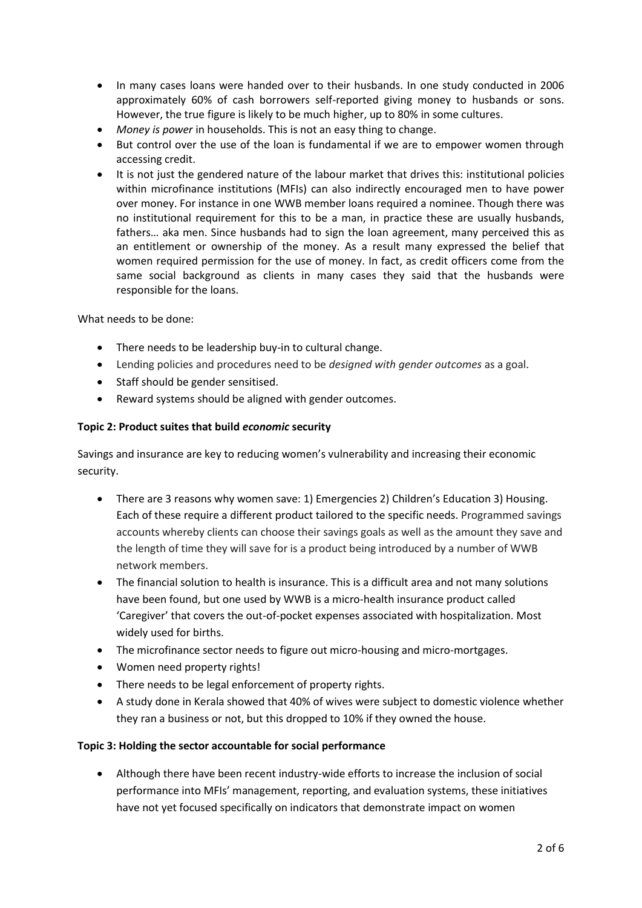- In many cases loans were handed over to their husbands. In one study conducted in 2006 approximately 60% of cash borrowers self-reported giving money to husbands or sons. However, the true figure is likely to be much higher, up to 80% in some cultures.
- *Money is power* in households. This is not an easy thing to change.
- But control over the use of the loan is fundamental if we are to empower women through accessing credit.
- It is not just the gendered nature of the labour market that drives this: institutional policies within microfinance institutions (MFIs) can also indirectly encouraged men to have power over money. For instance in one WWB member loans required a nominee. Though there was no institutional requirement for this to be a man, in practice these are usually husbands, fathers… aka men. Since husbands had to sign the loan agreement, many perceived this as an entitlement or ownership of the money. As a result many expressed the belief that women required permission for the use of money. In fact, as credit officers come from the same social background as clients in many cases they said that the husbands were responsible for the loans.

What needs to be done:

- There needs to be leadership buy-in to cultural change.
- Lending policies and procedures need to be *designed with gender outcomes* as a goal.
- Staff should be gender sensitised.
- Reward systems should be aligned with gender outcomes.

**Topic 2: Product suites that build *economic* security**

Savings and insurance are key to reducing women's vulnerability and increasing their economic security.

- There are 3 reasons why women save: 1) Emergencies 2) Children's Education 3) Housing. Each of these require a different product tailored to the specific needs. Programmed savings accounts whereby clients can choose their savings goals as well as the amount they save and the length of time they will save for is a product being introduced by a number of WWB network members.
- The financial solution to health is insurance. This is a difficult area and not many solutions have been found, but one used by WWB is a micro-health insurance product called 'Caregiver' that covers the out-of-pocket expenses associated with hospitalization. Most widely used for births.
- The microfinance sector needs to figure out micro-housing and micro-mortgages.
- Women need property rights!
- There needs to be legal enforcement of property rights.
- A study done in Kerala showed that 40% of wives were subject to domestic violence whether they ran a business or not, but this dropped to 10% if they owned the house.

**Topic 3: Holding the sector accountable for social performance**

- Although there have been recent industry-wide efforts to increase the inclusion of social performance into MFIs' management, reporting, and evaluation systems, these initiatives have not yet focused specifically on indicators that demonstrate impact on women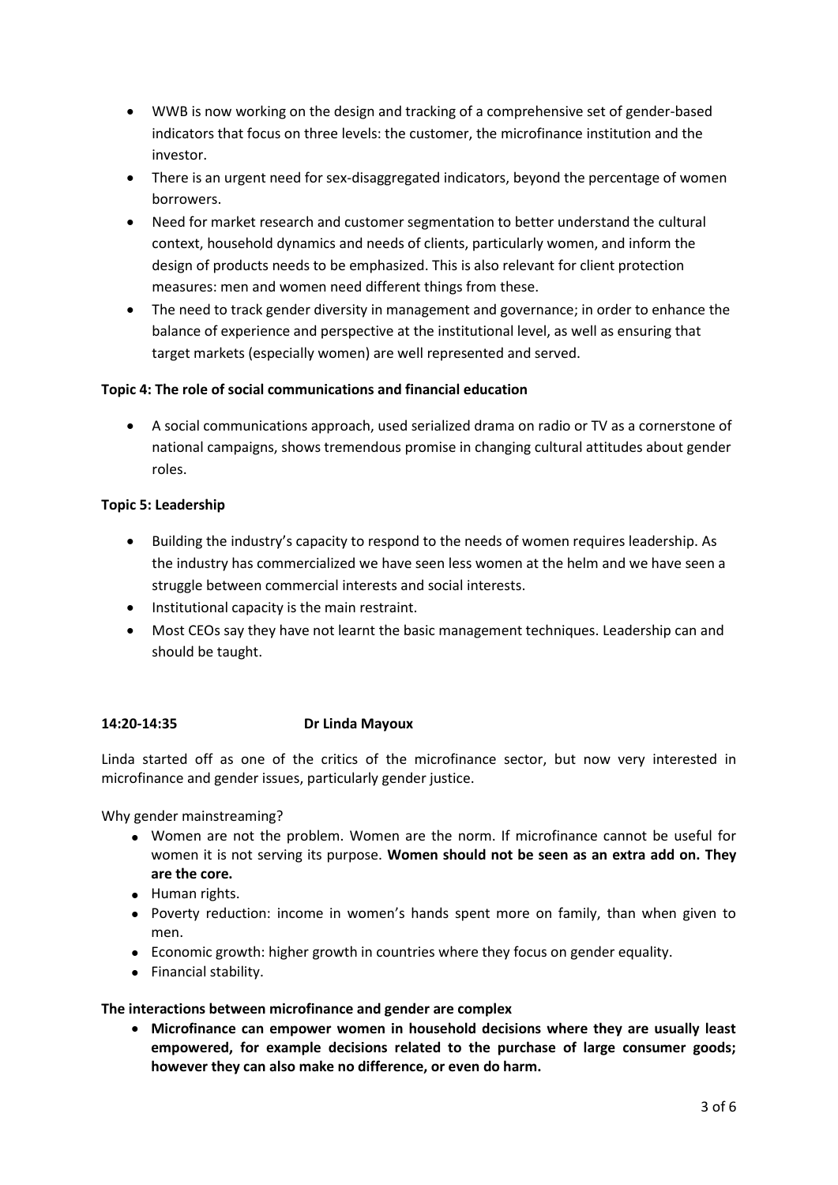- WWB is now working on the design and tracking of a comprehensive set of gender-based indicators that focus on three levels: the customer, the microfinance institution and the investor.
- There is an urgent need for sex-disaggregated indicators, beyond the percentage of women borrowers.
- Need for market research and customer segmentation to better understand the cultural context, household dynamics and needs of clients, particularly women, and inform the design of products needs to be emphasized. This is also relevant for client protection measures: men and women need different things from these.
- The need to track gender diversity in management and governance; in order to enhance the balance of experience and perspective at the institutional level, as well as ensuring that target markets (especially women) are well represented and served.

**Topic 4: The role of social communications and financial education**

- A social communications approach, used serialized drama on radio or TV as a cornerstone of national campaigns, shows tremendous promise in changing cultural attitudes about gender roles.

**Topic 5: Leadership**

- Building the industry's capacity to respond to the needs of women requires leadership. As the industry has commercialized we have seen less women at the helm and we have seen a struggle between commercial interests and social interests.
- Institutional capacity is the main restraint.
- Most CEOs say they have not learnt the basic management techniques. Leadership can and should be taught.

**14:20-14:35 Dr Linda Mayoux**

Linda started off as one of the critics of the microfinance sector, but now very interested in microfinance and gender issues, particularly gender justice.

Why gender mainstreaming?

- Women are not the problem. Women are the norm. If microfinance cannot be useful for women it is not serving its purpose. **Women should not be seen as an extra add on. They are the core.**
- Human rights.
- Poverty reduction: income in women's hands spent more on family, than when given to men.
- Economic growth: higher growth in countries where they focus on gender equality.
- Financial stability.

**The interactions between microfinance and gender are complex**

- **Microfinance can empower women in household decisions where they are usually least empowered, for example decisions related to the purchase of large consumer goods; however they can also make no difference, or even do harm.**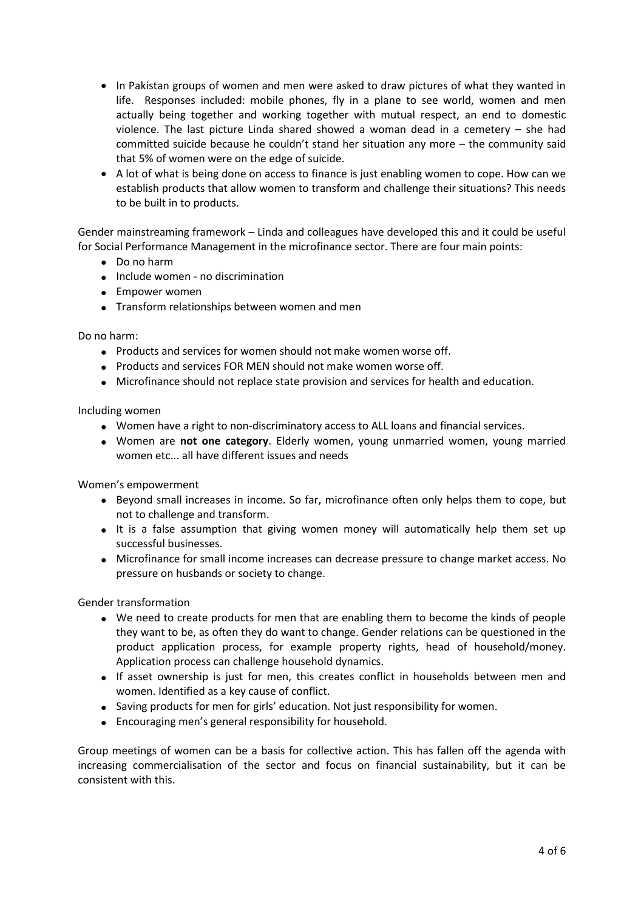- In Pakistan groups of women and men were asked to draw pictures of what they wanted in life. Responses included: mobile phones, fly in a plane to see world, women and men actually being together and working together with mutual respect, an end to domestic violence. The last picture Linda shared showed a woman dead in a cemetery – she had committed suicide because he couldn't stand her situation any more – the community said that 5% of women were on the edge of suicide.
- A lot of what is being done on access to finance is just enabling women to cope. How can we establish products that allow women to transform and challenge their situations? This needs to be built in to products.

Gender mainstreaming framework – Linda and colleagues have developed this and it could be useful for Social Performance Management in the microfinance sector. There are four main points:

- Do no harm
- Include women - no discrimination
- Empower women
- Transform relationships between women and men

Do no harm:

- Products and services for women should not make women worse off.
- Products and services FOR MEN should not make women worse off.
- Microfinance should not replace state provision and services for health and education.

Including women

- Women have a right to non-discriminatory access to ALL loans and financial services.
- Women are **not one category**. Elderly women, young unmarried women, young married women etc... all have different issues and needs

Women's empowerment

- Beyond small increases in income. So far, microfinance often only helps them to cope, but not to challenge and transform.
- It is a false assumption that giving women money will automatically help them set up successful businesses.
- Microfinance for small income increases can decrease pressure to change market access. No pressure on husbands or society to change.

Gender transformation

- We need to create products for men that are enabling them to become the kinds of people they want to be, as often they do want to change. Gender relations can be questioned in the product application process, for example property rights, head of household/money. Application process can challenge household dynamics.
- If asset ownership is just for men, this creates conflict in households between men and women. Identified as a key cause of conflict.
- Saving products for men for girls' education. Not just responsibility for women.
- Encouraging men's general responsibility for household.

Group meetings of women can be a basis for collective action. This has fallen off the agenda with increasing commercialisation of the sector and focus on financial sustainability, but it can be consistent with this.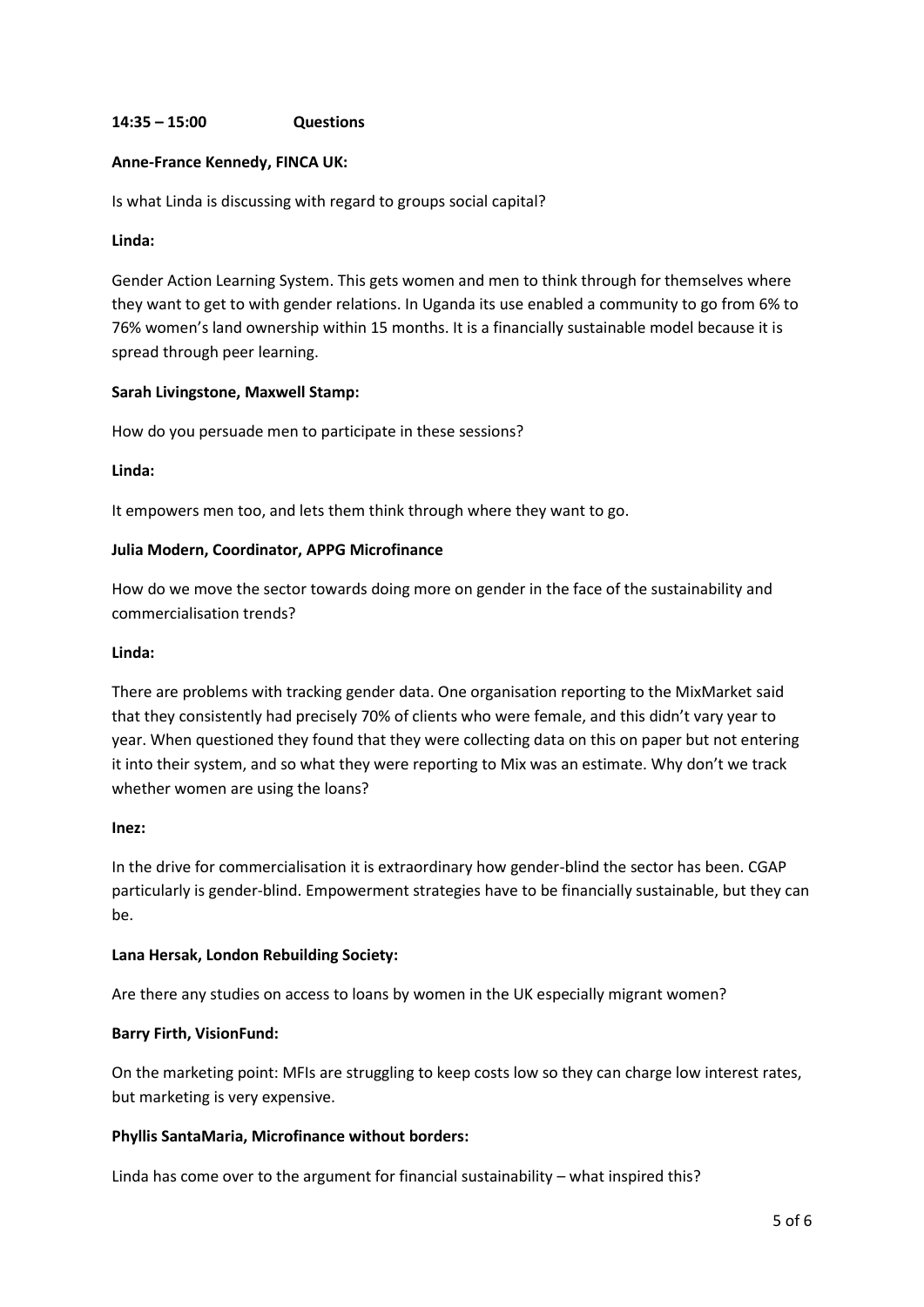**14:35 – 15:00 Questions**

**Anne-France Kennedy, FINCA UK:**

Is what Linda is discussing with regard to groups social capital?

**Linda:**

Gender Action Learning System. This gets women and men to think through for themselves where they want to get to with gender relations. In Uganda its use enabled a community to go from 6% to 76% women's land ownership within 15 months. It is a financially sustainable model because it is spread through peer learning.

**Sarah Livingstone, Maxwell Stamp:**

How do you persuade men to participate in these sessions?

**Linda:**

It empowers men too, and lets them think through where they want to go.

**Julia Modern, Coordinator, APPG Microfinance**

How do we move the sector towards doing more on gender in the face of the sustainability and commercialisation trends?

**Linda:**

There are problems with tracking gender data. One organisation reporting to the MixMarket said that they consistently had precisely 70% of clients who were female, and this didn't vary year to year. When questioned they found that they were collecting data on this on paper but not entering it into their system, and so what they were reporting to Mix was an estimate. Why don't we track whether women are using the loans?

**Inez:**

In the drive for commercialisation it is extraordinary how gender-blind the sector has been. CGAP particularly is gender-blind. Empowerment strategies have to be financially sustainable, but they can be.

**Lana Hersak, London Rebuilding Society:**

Are there any studies on access to loans by women in the UK especially migrant women?

**Barry Firth, VisionFund:**

On the marketing point: MFIs are struggling to keep costs low so they can charge low interest rates, but marketing is very expensive.

**Phyllis SantaMaria, Microfinance without borders:**

Linda has come over to the argument for financial sustainability – what inspired this?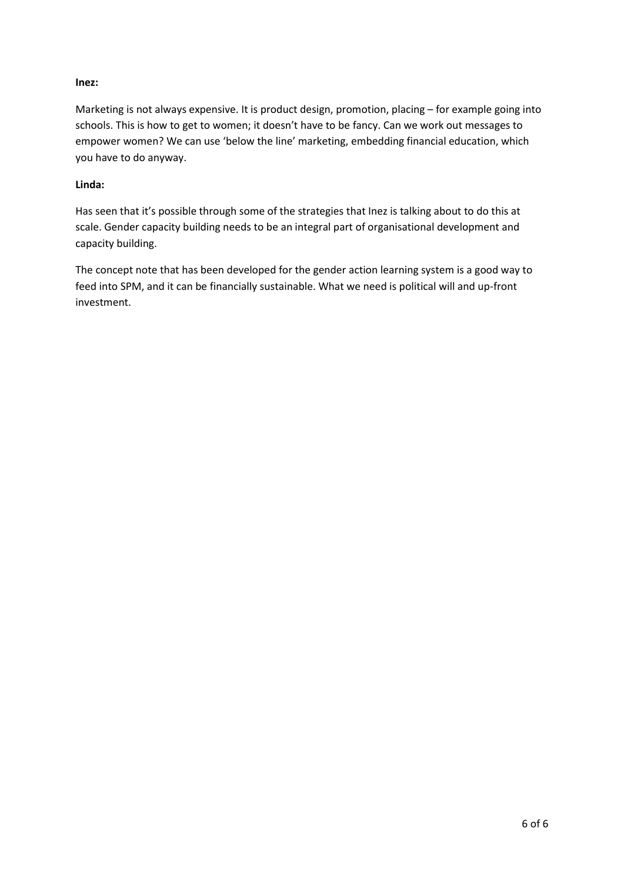**Inez:**

Marketing is not always expensive. It is product design, promotion, placing – for example going into schools. This is how to get to women; it doesn't have to be fancy. Can we work out messages to empower women? We can use 'below the line' marketing, embedding financial education, which you have to do anyway.

**Linda:**

Has seen that it's possible through some of the strategies that Inez is talking about to do this at scale. Gender capacity building needs to be an integral part of organisational development and capacity building.

The concept note that has been developed for the gender action learning system is a good way to feed into SPM, and it can be financially sustainable. What we need is political will and up-front investment.